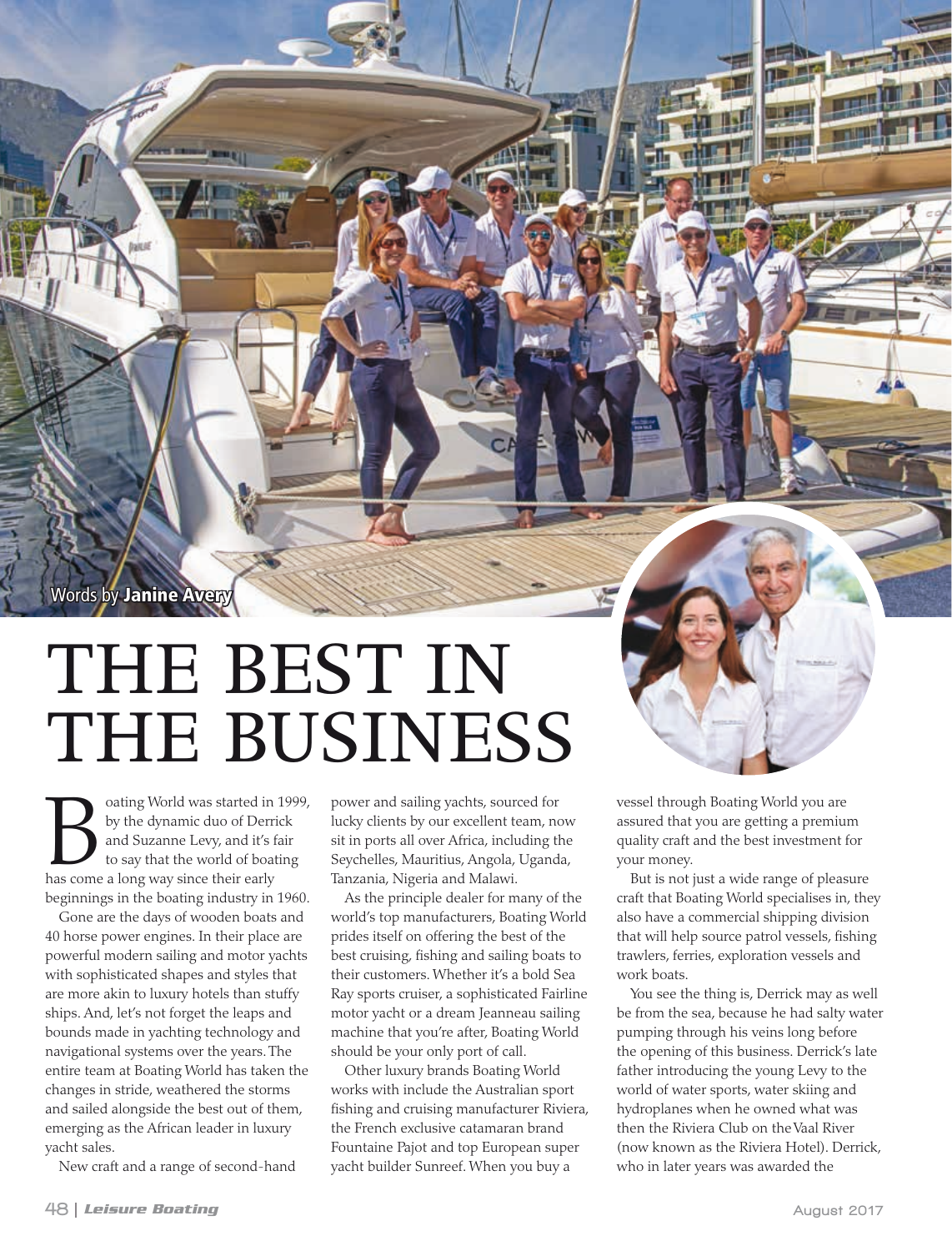Words by **Janine Avery**

# THE BEST IN THE BUSINESS

Boating World was started in 1999, by the dynamic duo of Derrick and Suzanne Levy, and it's fair to say that the world of boating has come a long way since their early beginnings in the boating industry in 1960.

Gone are the days of wooden boats and 40 horse power engines. In their place are powerful modern sailing and motor yachts with sophisticated shapes and styles that are more akin to luxury hotels than stuffy ships. And, let's not forget the leaps and bounds made in yachting technology and navigational systems over the years. The entire team at Boating World has taken the changes in stride, weathered the storms and sailed alongside the best out of them, emerging as the African leader in luxury yacht sales.

New craft and a range of second-hand power and sailing yachts, sourced for lucky clients by our excellent team, now sit in ports all over Africa, including the Seychelles, Mauritius, Angola, Uganda, Tanzania, Nigeria and Malawi.

As the principle dealer for many of the world's top manufacturers, Boating World prides itself on offering the best of the best cruising, fishing and sailing boats to their customers. Whether it's a bold Sea Ray sports cruiser, a sophisticated Fairline motor yacht or a dream Jeanneau sailing machine that you're after, Boating World should be your only port of call.

Other luxury brands Boating World works with include the Australian sport fishing and cruising manufacturer Riviera, the French exclusive catamaran brand Fountaine Pajot and top European super yacht builder Sunreef. When you buy a vessel through Boating World you are assured that you are getting a premium quality craft and the best investment for your money.

But is not just a wide range of pleasure craft that Boating World specialises in, they also have a commercial shipping division that will help source patrol vessels, fishing trawlers, ferries, exploration vessels and work boats.

You see the thing is, Derrick may as well be from the sea, because he had salty water pumping through his veins long before the opening of this business. Derrick's late father introducing the young Levy to the world of water sports, water skiing and hydroplanes when he owned what was then the Riviera Club on the Vaal River (now known as the Riviera Hotel). Derrick, who in later years was awarded the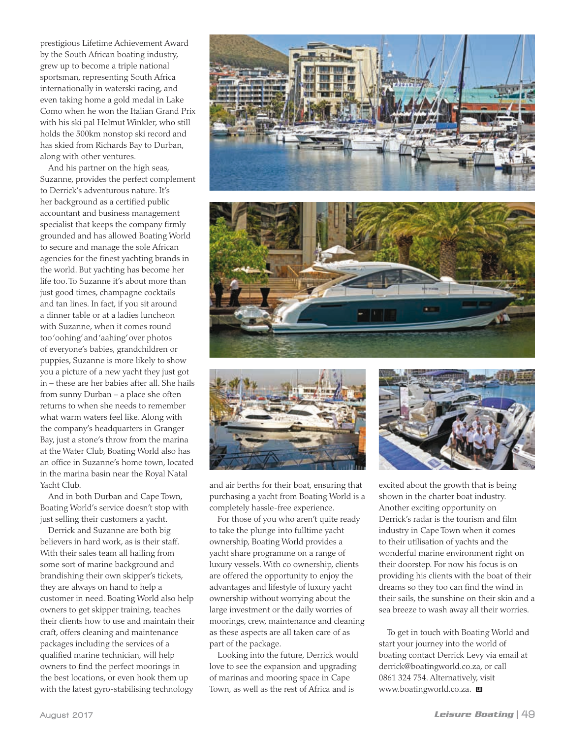prestigious Lifetime Achievement Award by the South African boating industry, grew up to become a triple national sportsman, representing South Africa internationally in waterski racing, and even taking home a gold medal in Lake Como when he won the Italian Grand Prix with his ski pal Helmut Winkler, who still holds the 500km nonstop ski record and has skied from Richards Bay to Durban, along with other ventures.

And his partner on the high seas, Suzanne, provides the perfect complement to Derrick's adventurous nature. It's her background as a certified public accountant and business management specialist that keeps the company firmly grounded and has allowed Boating World to secure and manage the sole African agencies for the finest yachting brands in the world. But yachting has become her life too. To Suzanne it's about more than just good times, champagne cocktails and tan lines. In fact, if you sit around a dinner table or at a ladies luncheon with Suzanne, when it comes round too 'oohing' and 'aahing' over photos of everyone's babies, grandchildren or puppies, Suzanne is more likely to show you a picture of a new yacht they just got in – these are her babies after all. She hails from sunny Durban – a place she often returns to when she needs to remember what warm waters feel like. Along with the company's headquarters in Granger Bay, just a stone's throw from the marina at the Water Club, Boating World also has an office in Suzanne's home town, located in the marina basin near the Royal Natal Yacht Club.

And in both Durban and Cape Town, Boating World's service doesn't stop with just selling their customers a yacht.

Derrick and Suzanne are both big believers in hard work, as is their staff. With their sales team all hailing from some sort of marine background and brandishing their own skipper's tickets, they are always on hand to help a customer in need. Boating World also help owners to get skipper training, teaches their clients how to use and maintain their craft, offers cleaning and maintenance packages including the services of a qualified marine technician, will help owners to find the perfect moorings in the best locations, or even hook them up with the latest gyro-stabilising technology and air berths for their boat, ensuring that purchasing a yacht from Boating World is a completely hassle-free experience.

For those of you who aren't quite ready to take the plunge into fulltime yacht ownership, Boating World provides a yacht share programme on a range of luxury vessels. With co ownership, clients are offered the opportunity to enjoy the advantages and lifestyle of luxury yacht ownership without worrying about the large investment or the daily worries of moorings, crew, maintenance and cleaning as these aspects are all taken care of as part of the package.

Looking into the future, Derrick would love to see the expansion and upgrading of marinas and mooring space in Cape Town, as well as the rest of Africa and is excited about the growth that is being shown in the charter boat industry. Another exciting opportunity on Derrick's radar is the tourism and film industry in Cape Town when it comes to their utilisation of yachts and the wonderful marine environment right on their doorstep. For now his focus is on providing his clients with the boat of their dreams so they too can find the wind in their sails, the sunshine on their skin and a sea breeze to wash away all their worries.

To get in touch with Boating World and start your journey into the world of boating contact Derrick Levy via email at derrick@boatingworld.co.za, or call 0861 324 754. Alternatively, visit www.boatingworld.co.za.